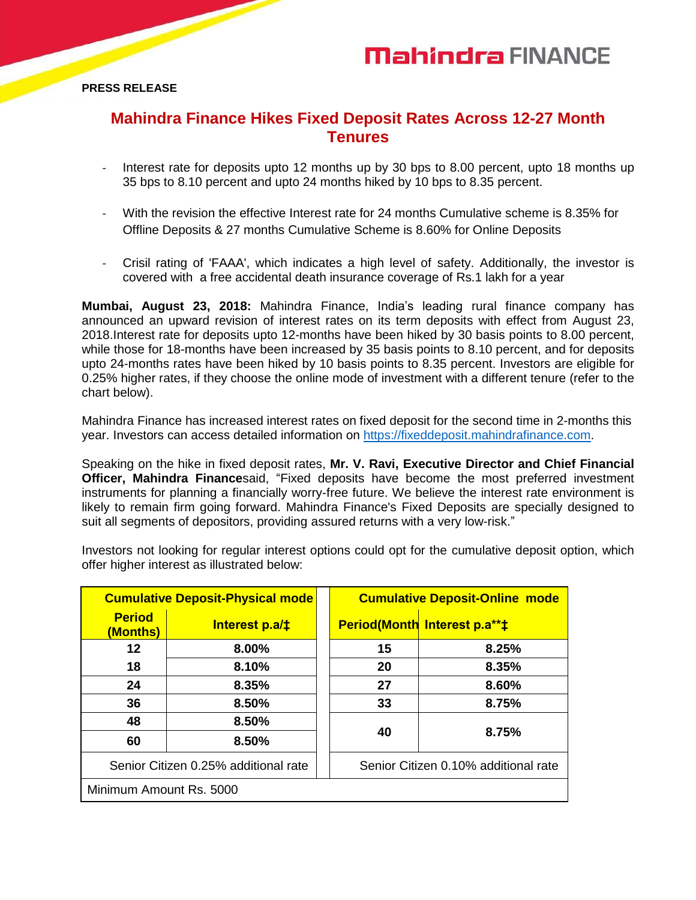**Mahindra FINANCE**

**PRESS RELEASE**

# Mahindra Finance Hikes Fixed Deposit Rates Across 12-27 Month Tenures

- Interest rate for deposits upto 12 months up by 30 bps to 8.00 percent, upto 18 months up 35 bps to 8.10 percent and upto 24 months hiked by 10 bps to 8.35 percent.
- With the revision the effective Interest rate for 24 months Cumulative scheme is 8.35% for Offline Deposits & 27 months Cumulative Scheme is 8.60% for Online Deposits
- Crisil rating of 'FAAA', which indicates a high level of safety. Additionally, the investor is covered with a free accidental death insurance coverage of Rs.1 lakh for a year

**Mumbai, August 23, 2018:** Mahindra Finance, India's leading rural finance company has announced an upward revision of interest rates on its term deposits with effect from August 23, 2018.Interest rate for deposits upto 12-months have been hiked by 30 basis points to 8.00 percent, while those for 18-months have been increased by 35 basis points to 8.10 percent, and for deposits upto 24-months rates have been hiked by 10 basis points to 8.35 percent. Investors are eligible for 0.25% higher rates, if they choose the online mode of investment with a different tenure (refer to the chart below).

Mahindra Finance has increased interest rates on fixed deposit for the second time in 2-months this year. Investors can access detailed information on https://fixeddeposit.mahindrafinance.com.

Speaking on the hike in fixed deposit rates, **Mr. V. Ravi, Executive Director and Chief Financial Officer, Mahindra Finance**said, "Fixed deposits have become the most preferred investment instruments for planning a financially worry-free future. We believe the interest rate environment is likely to remain firm going forward. Mahindra Finance's Fixed Deposits are specially designed to suit all segments of depositors, providing assured returns with a very low-risk."

Investors not looking for regular interest options could opt for the cumulative deposit option, which offer higher interest as illustrated below:

| **Cumulative Deposit-Physical mode** | | **Cumulative Deposit-Online mode** | |
|---|---|---|---|
| **Period (Months)** | **Interest p.a/‡** | **Period(Month** | **Interest p.a\*\*‡** |
| **12** | **8.00%** | **15** | **8.25%** |
| **18** | **8.10%** | **20** | **8.35%** |
| **24** | **8.35%** | **27** | **8.60%** |
| **36** | **8.50%** | **33** | **8.75%** |
| **48** | **8.50%** | **40** | **8.75%** |
| **60** | **8.50%** | | |
| Senior Citizen 0.25% additional rate | | Senior Citizen 0.10% additional rate | |
| Minimum Amount Rs. 5000 | | | |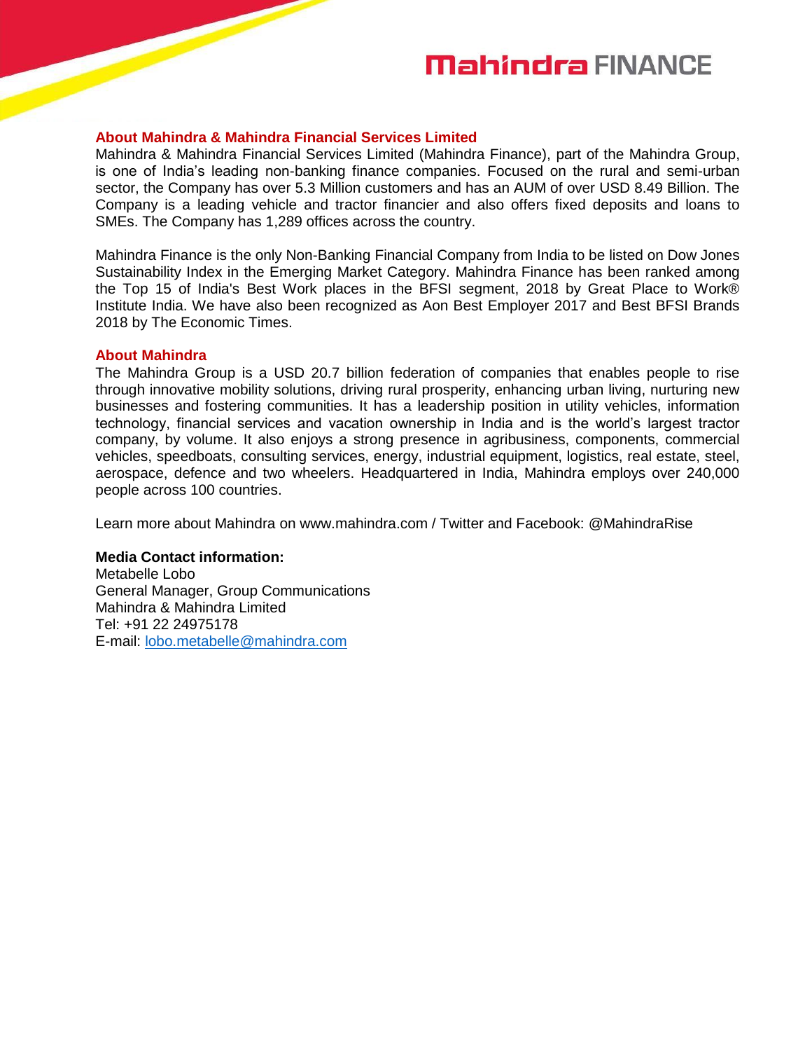### About Mahindra & Mahindra Financial Services Limited

Mahindra & Mahindra Financial Services Limited (Mahindra Finance), part of the Mahindra Group, is one of India's leading non-banking finance companies. Focused on the rural and semi-urban sector, the Company has over 5.3 Million customers and has an AUM of over USD 8.49 Billion. The Company is a leading vehicle and tractor financier and also offers fixed deposits and loans to SMEs. The Company has 1,289 offices across the country.

Mahindra Finance is the only Non-Banking Financial Company from India to be listed on Dow Jones Sustainability Index in the Emerging Market Category. Mahindra Finance has been ranked among the Top 15 of India's Best Work places in the BFSI segment, 2018 by Great Place to Work® Institute India. We have also been recognized as Aon Best Employer 2017 and Best BFSI Brands 2018 by The Economic Times.

### About Mahindra

The Mahindra Group is a USD 20.7 billion federation of companies that enables people to rise through innovative mobility solutions, driving rural prosperity, enhancing urban living, nurturing new businesses and fostering communities. It has a leadership position in utility vehicles, information technology, financial services and vacation ownership in India and is the world's largest tractor company, by volume. It also enjoys a strong presence in agribusiness, components, commercial vehicles, speedboats, consulting services, energy, industrial equipment, logistics, real estate, steel, aerospace, defence and two wheelers. Headquartered in India, Mahindra employs over 240,000 people across 100 countries.

Learn more about Mahindra on www.mahindra.com / Twitter and Facebook: @MahindraRise

**Media Contact information:**
Metabelle Lobo
General Manager, Group Communications
Mahindra & Mahindra Limited
Tel: +91 22 24975178
E-mail: lobo.metabelle@mahindra.com